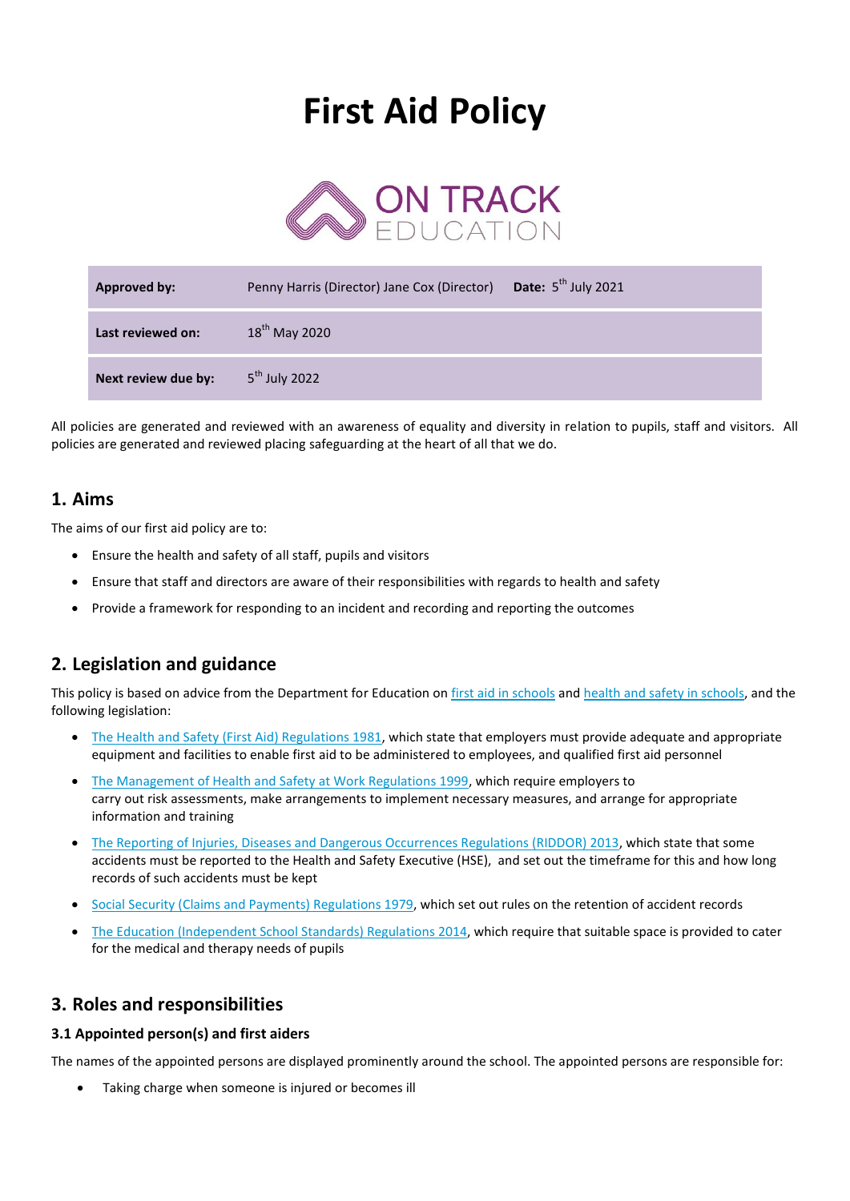# First Aid Policy

ON TRACK EDUCATION

| | | |
|---|---|---|
| **Approved by:** | Penny Harris (Director) Jane Cox (Director) | **Date:** 5th July 2021 |
| **Last reviewed on:** | 18th May 2020 | |
| **Next review due by:** | 5th July 2022 | |

All policies are generated and reviewed with an awareness of equality and diversity in relation to pupils, staff and visitors. All policies are generated and reviewed placing safeguarding at the heart of all that we do.

## 1. Aims

The aims of our first aid policy are to:

- Ensure the health and safety of all staff, pupils and visitors
- Ensure that staff and directors are aware of their responsibilities with regards to health and safety
- Provide a framework for responding to an incident and recording and reporting the outcomes

## 2. Legislation and guidance

This policy is based on advice from the Department for Education on first aid in schools and health and safety in schools, and the following legislation:

- The Health and Safety (First Aid) Regulations 1981, which state that employers must provide adequate and appropriate equipment and facilities to enable first aid to be administered to employees, and qualified first aid personnel
- The Management of Health and Safety at Work Regulations 1999, which require employers to carry out risk assessments, make arrangements to implement necessary measures, and arrange for appropriate information and training
- The Reporting of Injuries, Diseases and Dangerous Occurrences Regulations (RIDDOR) 2013, which state that some accidents must be reported to the Health and Safety Executive (HSE), and set out the timeframe for this and how long records of such accidents must be kept
- Social Security (Claims and Payments) Regulations 1979, which set out rules on the retention of accident records
- The Education (Independent School Standards) Regulations 2014, which require that suitable space is provided to cater for the medical and therapy needs of pupils

## 3. Roles and responsibilities

### 3.1 Appointed person(s) and first aiders

The names of the appointed persons are displayed prominently around the school. The appointed persons are responsible for:

- Taking charge when someone is injured or becomes ill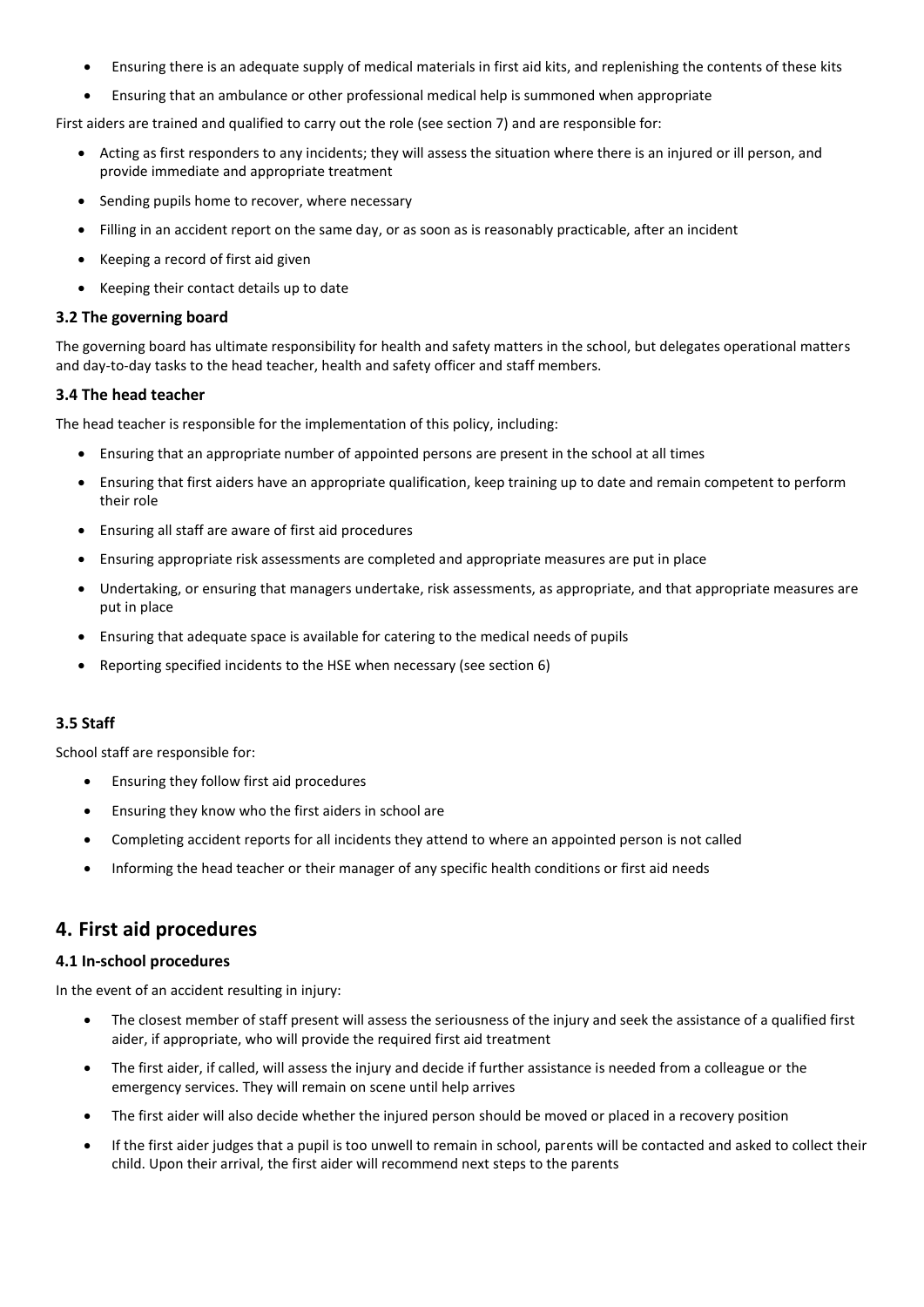- Ensuring there is an adequate supply of medical materials in first aid kits, and replenishing the contents of these kits
- Ensuring that an ambulance or other professional medical help is summoned when appropriate

First aiders are trained and qualified to carry out the role (see section 7) and are responsible for:

- Acting as first responders to any incidents; they will assess the situation where there is an injured or ill person, and provide immediate and appropriate treatment
- Sending pupils home to recover, where necessary
- Filling in an accident report on the same day, or as soon as is reasonably practicable, after an incident
- Keeping a record of first aid given
- Keeping their contact details up to date

### 3.2 The governing board

The governing board has ultimate responsibility for health and safety matters in the school, but delegates operational matters and day-to-day tasks to the head teacher, health and safety officer and staff members.

### 3.4 The head teacher

The head teacher is responsible for the implementation of this policy, including:

- Ensuring that an appropriate number of appointed persons are present in the school at all times
- Ensuring that first aiders have an appropriate qualification, keep training up to date and remain competent to perform their role
- Ensuring all staff are aware of first aid procedures
- Ensuring appropriate risk assessments are completed and appropriate measures are put in place
- Undertaking, or ensuring that managers undertake, risk assessments, as appropriate, and that appropriate measures are put in place
- Ensuring that adequate space is available for catering to the medical needs of pupils
- Reporting specified incidents to the HSE when necessary (see section 6)

### 3.5 Staff

School staff are responsible for:

- Ensuring they follow first aid procedures
- Ensuring they know who the first aiders in school are
- Completing accident reports for all incidents they attend to where an appointed person is not called
- Informing the head teacher or their manager of any specific health conditions or first aid needs

## 4. First aid procedures

### 4.1 In-school procedures

In the event of an accident resulting in injury:

- The closest member of staff present will assess the seriousness of the injury and seek the assistance of a qualified first aider, if appropriate, who will provide the required first aid treatment
- The first aider, if called, will assess the injury and decide if further assistance is needed from a colleague or the emergency services. They will remain on scene until help arrives
- The first aider will also decide whether the injured person should be moved or placed in a recovery position
- If the first aider judges that a pupil is too unwell to remain in school, parents will be contacted and asked to collect their child. Upon their arrival, the first aider will recommend next steps to the parents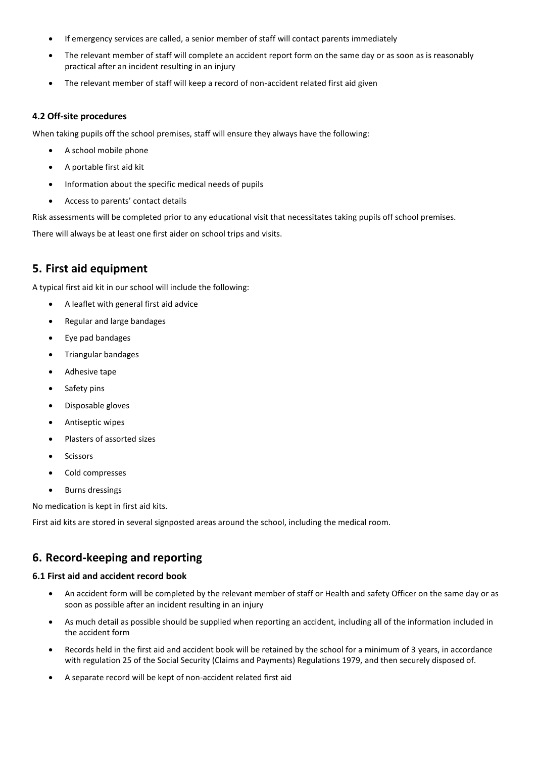- If emergency services are called, a senior member of staff will contact parents immediately
- The relevant member of staff will complete an accident report form on the same day or as soon as is reasonably practical after an incident resulting in an injury
- The relevant member of staff will keep a record of non-accident related first aid given

### 4.2 Off-site procedures

When taking pupils off the school premises, staff will ensure they always have the following:

- A school mobile phone
- A portable first aid kit
- Information about the specific medical needs of pupils
- Access to parents' contact details

Risk assessments will be completed prior to any educational visit that necessitates taking pupils off school premises.

There will always be at least one first aider on school trips and visits.

## 5. First aid equipment

A typical first aid kit in our school will include the following:

- A leaflet with general first aid advice
- Regular and large bandages
- Eye pad bandages
- Triangular bandages
- Adhesive tape
- Safety pins
- Disposable gloves
- Antiseptic wipes
- Plasters of assorted sizes
- Scissors
- Cold compresses
- Burns dressings

No medication is kept in first aid kits.

First aid kits are stored in several signposted areas around the school, including the medical room.

## 6. Record-keeping and reporting

### 6.1 First aid and accident record book

- An accident form will be completed by the relevant member of staff or Health and safety Officer on the same day or as soon as possible after an incident resulting in an injury
- As much detail as possible should be supplied when reporting an accident, including all of the information included in the accident form
- Records held in the first aid and accident book will be retained by the school for a minimum of 3 years, in accordance with regulation 25 of the Social Security (Claims and Payments) Regulations 1979, and then securely disposed of.
- A separate record will be kept of non-accident related first aid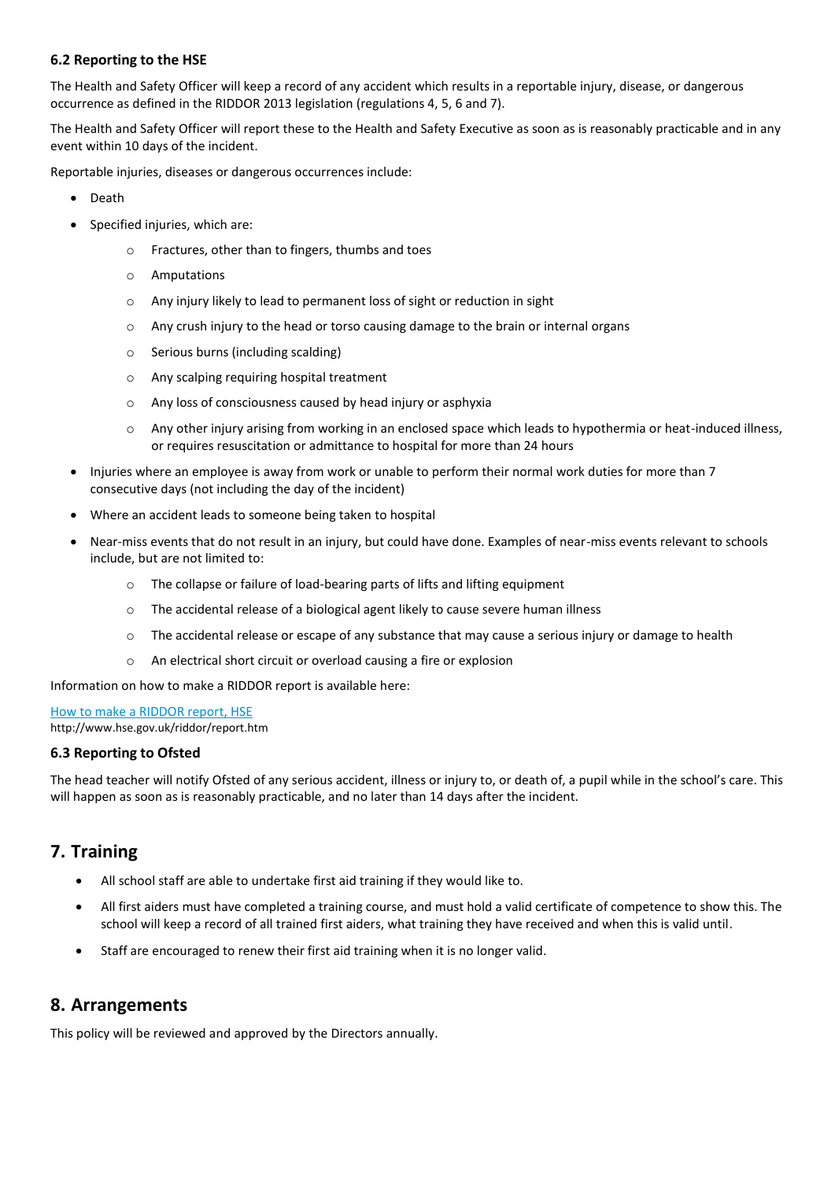### 6.2 Reporting to the HSE

The Health and Safety Officer will keep a record of any accident which results in a reportable injury, disease, or dangerous occurrence as defined in the RIDDOR 2013 legislation (regulations 4, 5, 6 and 7).

The Health and Safety Officer will report these to the Health and Safety Executive as soon as is reasonably practicable and in any event within 10 days of the incident.

Reportable injuries, diseases or dangerous occurrences include:

- Death
- Specified injuries, which are:
  - Fractures, other than to fingers, thumbs and toes
  - Amputations
  - Any injury likely to lead to permanent loss of sight or reduction in sight
  - Any crush injury to the head or torso causing damage to the brain or internal organs
  - Serious burns (including scalding)
  - Any scalping requiring hospital treatment
  - Any loss of consciousness caused by head injury or asphyxia
  - Any other injury arising from working in an enclosed space which leads to hypothermia or heat-induced illness, or requires resuscitation or admittance to hospital for more than 24 hours
- Injuries where an employee is away from work or unable to perform their normal work duties for more than 7 consecutive days (not including the day of the incident)
- Where an accident leads to someone being taken to hospital
- Near-miss events that do not result in an injury, but could have done. Examples of near-miss events relevant to schools include, but are not limited to:
  - The collapse or failure of load-bearing parts of lifts and lifting equipment
  - The accidental release of a biological agent likely to cause severe human illness
  - The accidental release or escape of any substance that may cause a serious injury or damage to health
  - An electrical short circuit or overload causing a fire or explosion

Information on how to make a RIDDOR report is available here:

[How to make a RIDDOR report, HSE](http://www.hse.gov.uk/riddor/report.htm)
http://www.hse.gov.uk/riddor/report.htm

### 6.3 Reporting to Ofsted

The head teacher will notify Ofsted of any serious accident, illness or injury to, or death of, a pupil while in the school's care. This will happen as soon as is reasonably practicable, and no later than 14 days after the incident.

## 7. Training

- All school staff are able to undertake first aid training if they would like to.
- All first aiders must have completed a training course, and must hold a valid certificate of competence to show this. The school will keep a record of all trained first aiders, what training they have received and when this is valid until.
- Staff are encouraged to renew their first aid training when it is no longer valid.

## 8. Arrangements

This policy will be reviewed and approved by the Directors annually.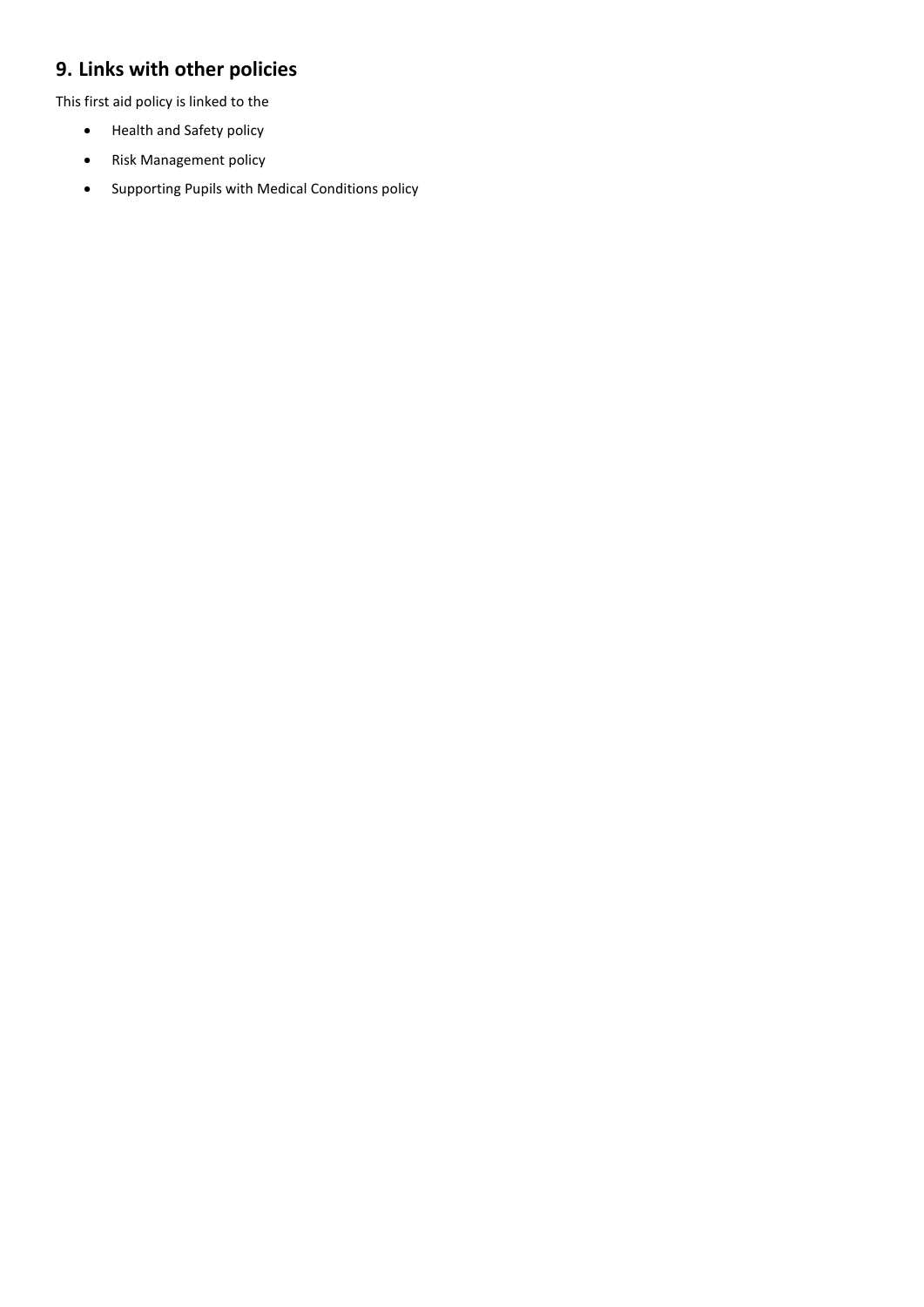## 9. Links with other policies

This first aid policy is linked to the

- Health and Safety policy
- Risk Management policy
- Supporting Pupils with Medical Conditions policy